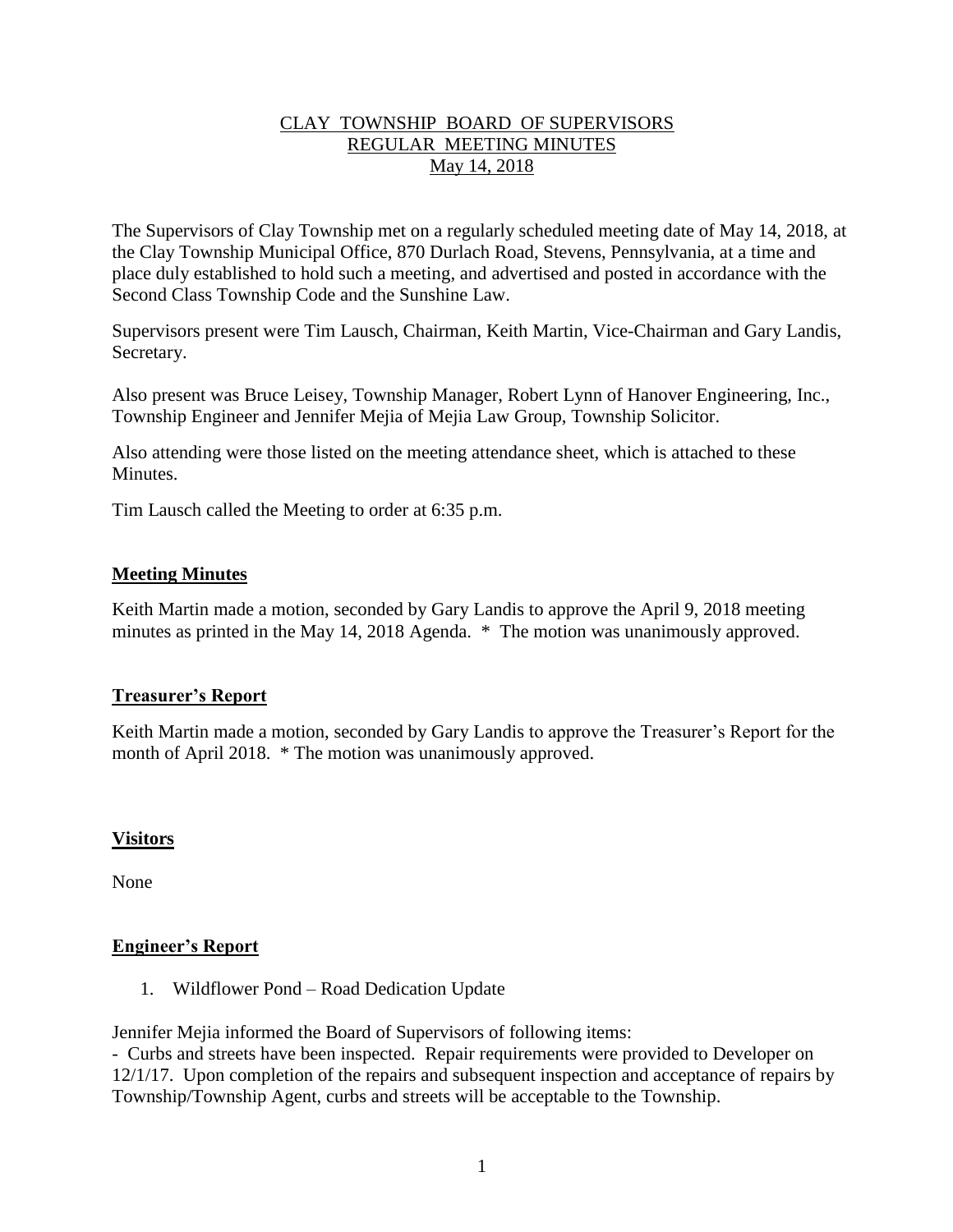# CLAY TOWNSHIP BOARD OF SUPERVISORS
## REGULAR MEETING MINUTES
### May 14, 2018

The Supervisors of Clay Township met on a regularly scheduled meeting date of May 14, 2018, at the Clay Township Municipal Office, 870 Durlach Road, Stevens, Pennsylvania, at a time and place duly established to hold such a meeting, and advertised and posted in accordance with the Second Class Township Code and the Sunshine Law.

Supervisors present were Tim Lausch, Chairman, Keith Martin, Vice-Chairman and Gary Landis, Secretary.

Also present was Bruce Leisey, Township Manager, Robert Lynn of Hanover Engineering, Inc., Township Engineer and Jennifer Mejia of Mejia Law Group, Township Solicitor.

Also attending were those listed on the meeting attendance sheet, which is attached to these Minutes.

Tim Lausch called the Meeting to order at 6:35 p.m.

**Meeting Minutes**

Keith Martin made a motion, seconded by Gary Landis to approve the April 9, 2018 meeting minutes as printed in the May 14, 2018 Agenda. * The motion was unanimously approved.

**Treasurer's Report**

Keith Martin made a motion, seconded by Gary Landis to approve the Treasurer's Report for the month of April 2018. * The motion was unanimously approved.

**Visitors**

None

**Engineer's Report**

1. Wildflower Pond – Road Dedication Update

Jennifer Mejia informed the Board of Supervisors of following items:

- Curbs and streets have been inspected. Repair requirements were provided to Developer on 12/1/17. Upon completion of the repairs and subsequent inspection and acceptance of repairs by Township/Township Agent, curbs and streets will be acceptable to the Township.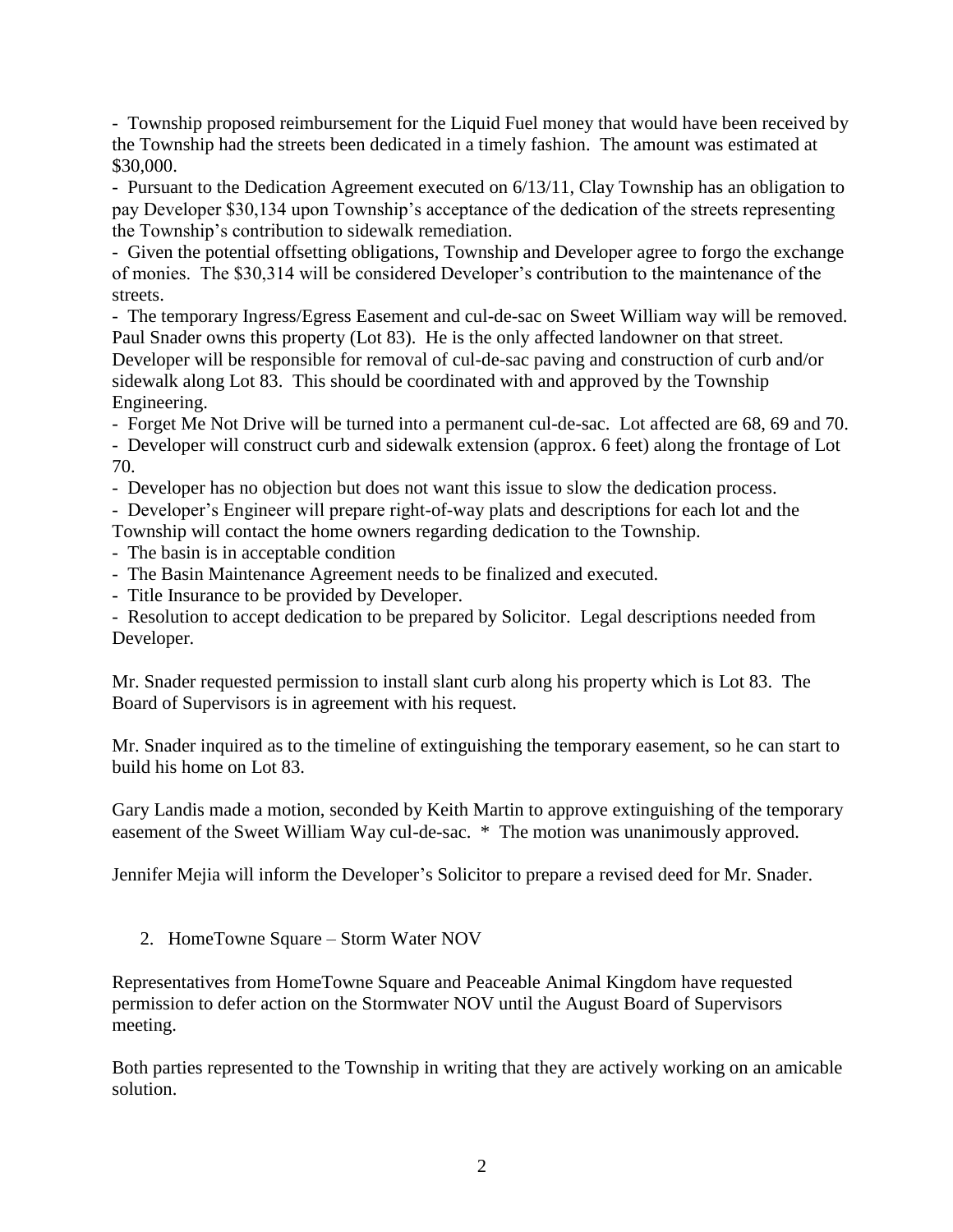- Township proposed reimbursement for the Liquid Fuel money that would have been received by the Township had the streets been dedicated in a timely fashion. The amount was estimated at $30,000.

- Pursuant to the Dedication Agreement executed on 6/13/11, Clay Township has an obligation to pay Developer $30,134 upon Township's acceptance of the dedication of the streets representing the Township's contribution to sidewalk remediation.

- Given the potential offsetting obligations, Township and Developer agree to forgo the exchange of monies. The $30,314 will be considered Developer's contribution to the maintenance of the streets.

- The temporary Ingress/Egress Easement and cul-de-sac on Sweet William way will be removed. Paul Snader owns this property (Lot 83). He is the only affected landowner on that street. Developer will be responsible for removal of cul-de-sac paving and construction of curb and/or sidewalk along Lot 83. This should be coordinated with and approved by the Township Engineering.

- Forget Me Not Drive will be turned into a permanent cul-de-sac. Lot affected are 68, 69 and 70.

- Developer will construct curb and sidewalk extension (approx. 6 feet) along the frontage of Lot 70.

- Developer has no objection but does not want this issue to slow the dedication process.

- Developer's Engineer will prepare right-of-way plats and descriptions for each lot and the Township will contact the home owners regarding dedication to the Township.

- The basin is in acceptable condition

- The Basin Maintenance Agreement needs to be finalized and executed.

- Title Insurance to be provided by Developer.

- Resolution to accept dedication to be prepared by Solicitor. Legal descriptions needed from Developer.

Mr. Snader requested permission to install slant curb along his property which is Lot 83. The Board of Supervisors is in agreement with his request.

Mr. Snader inquired as to the timeline of extinguishing the temporary easement, so he can start to build his home on Lot 83.

Gary Landis made a motion, seconded by Keith Martin to approve extinguishing of the temporary easement of the Sweet William Way cul-de-sac. * The motion was unanimously approved.

Jennifer Mejia will inform the Developer's Solicitor to prepare a revised deed for Mr. Snader.

2. HomeTowne Square – Storm Water NOV

Representatives from HomeTowne Square and Peaceable Animal Kingdom have requested permission to defer action on the Stormwater NOV until the August Board of Supervisors meeting.

Both parties represented to the Township in writing that they are actively working on an amicable solution.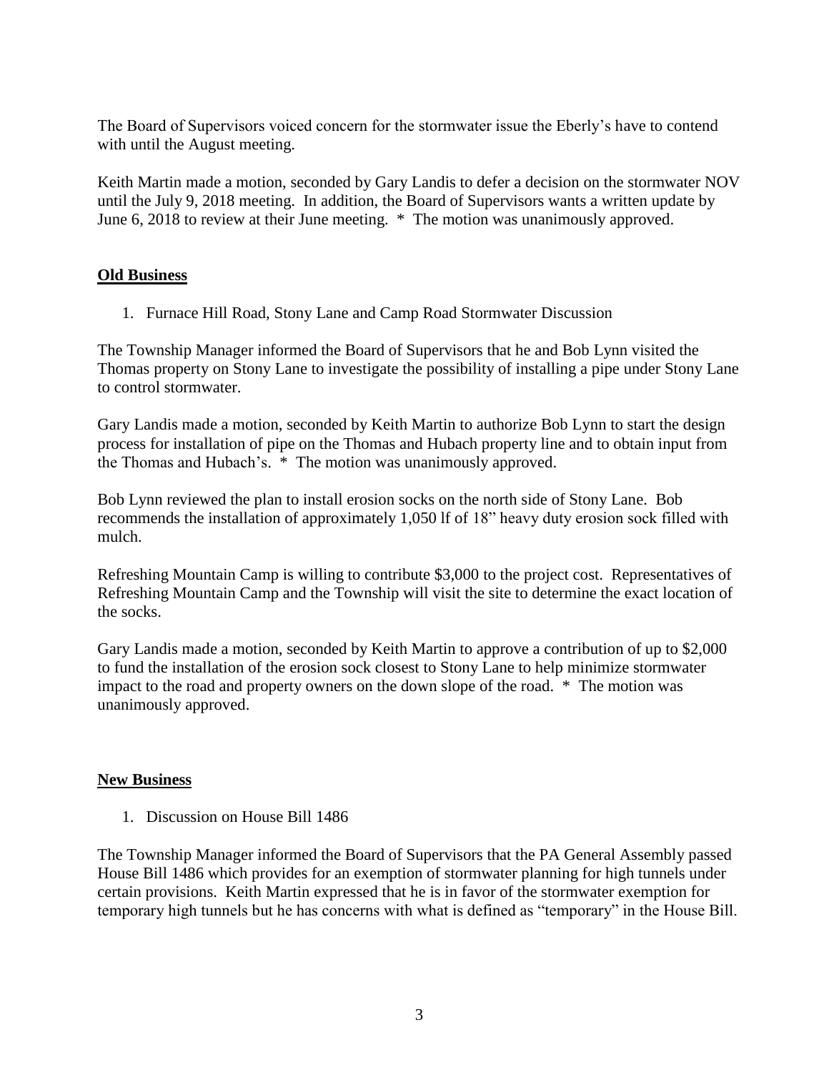The Board of Supervisors voiced concern for the stormwater issue the Eberly's have to contend with until the August meeting.

Keith Martin made a motion, seconded by Gary Landis to defer a decision on the stormwater NOV until the July 9, 2018 meeting. In addition, the Board of Supervisors wants a written update by June 6, 2018 to review at their June meeting. * The motion was unanimously approved.

**Old Business**

1. Furnace Hill Road, Stony Lane and Camp Road Stormwater Discussion

The Township Manager informed the Board of Supervisors that he and Bob Lynn visited the Thomas property on Stony Lane to investigate the possibility of installing a pipe under Stony Lane to control stormwater.

Gary Landis made a motion, seconded by Keith Martin to authorize Bob Lynn to start the design process for installation of pipe on the Thomas and Hubach property line and to obtain input from the Thomas and Hubach's. * The motion was unanimously approved.

Bob Lynn reviewed the plan to install erosion socks on the north side of Stony Lane. Bob recommends the installation of approximately 1,050 lf of 18" heavy duty erosion sock filled with mulch.

Refreshing Mountain Camp is willing to contribute $3,000 to the project cost. Representatives of Refreshing Mountain Camp and the Township will visit the site to determine the exact location of the socks.

Gary Landis made a motion, seconded by Keith Martin to approve a contribution of up to $2,000 to fund the installation of the erosion sock closest to Stony Lane to help minimize stormwater impact to the road and property owners on the down slope of the road. * The motion was unanimously approved.

**New Business**

1. Discussion on House Bill 1486

The Township Manager informed the Board of Supervisors that the PA General Assembly passed House Bill 1486 which provides for an exemption of stormwater planning for high tunnels under certain provisions. Keith Martin expressed that he is in favor of the stormwater exemption for temporary high tunnels but he has concerns with what is defined as "temporary" in the House Bill.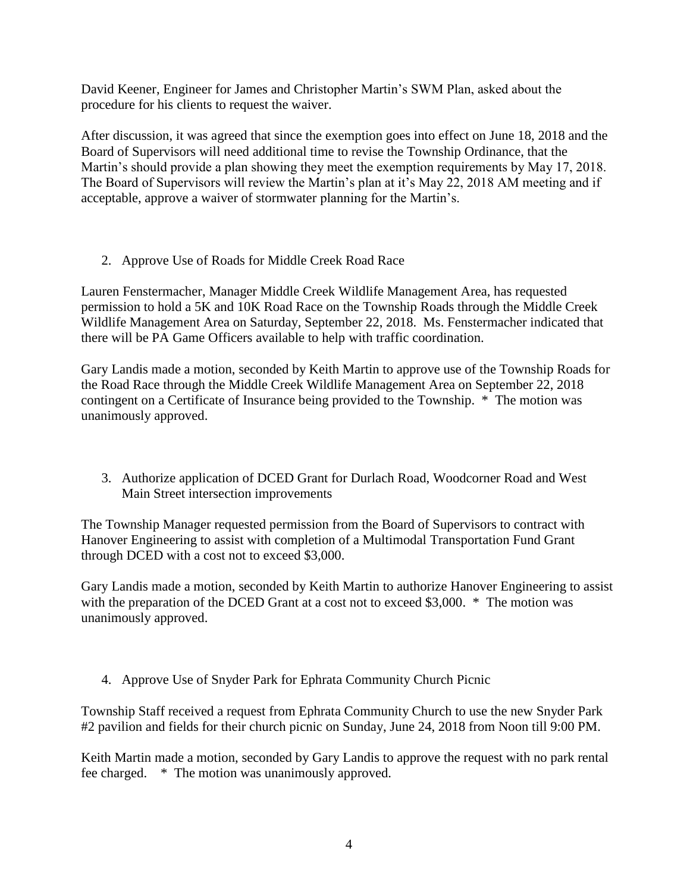David Keener, Engineer for James and Christopher Martin's SWM Plan, asked about the procedure for his clients to request the waiver.

After discussion, it was agreed that since the exemption goes into effect on June 18, 2018 and the Board of Supervisors will need additional time to revise the Township Ordinance, that the Martin's should provide a plan showing they meet the exemption requirements by May 17, 2018. The Board of Supervisors will review the Martin's plan at it's May 22, 2018 AM meeting and if acceptable, approve a waiver of stormwater planning for the Martin's.

2. Approve Use of Roads for Middle Creek Road Race

Lauren Fenstermacher, Manager Middle Creek Wildlife Management Area, has requested permission to hold a 5K and 10K Road Race on the Township Roads through the Middle Creek Wildlife Management Area on Saturday, September 22, 2018. Ms. Fenstermacher indicated that there will be PA Game Officers available to help with traffic coordination.

Gary Landis made a motion, seconded by Keith Martin to approve use of the Township Roads for the Road Race through the Middle Creek Wildlife Management Area on September 22, 2018 contingent on a Certificate of Insurance being provided to the Township. * The motion was unanimously approved.

3. Authorize application of DCED Grant for Durlach Road, Woodcorner Road and West Main Street intersection improvements

The Township Manager requested permission from the Board of Supervisors to contract with Hanover Engineering to assist with completion of a Multimodal Transportation Fund Grant through DCED with a cost not to exceed $3,000.

Gary Landis made a motion, seconded by Keith Martin to authorize Hanover Engineering to assist with the preparation of the DCED Grant at a cost not to exceed $3,000. * The motion was unanimously approved.

4. Approve Use of Snyder Park for Ephrata Community Church Picnic

Township Staff received a request from Ephrata Community Church to use the new Snyder Park #2 pavilion and fields for their church picnic on Sunday, June 24, 2018 from Noon till 9:00 PM.

Keith Martin made a motion, seconded by Gary Landis to approve the request with no park rental fee charged. * The motion was unanimously approved.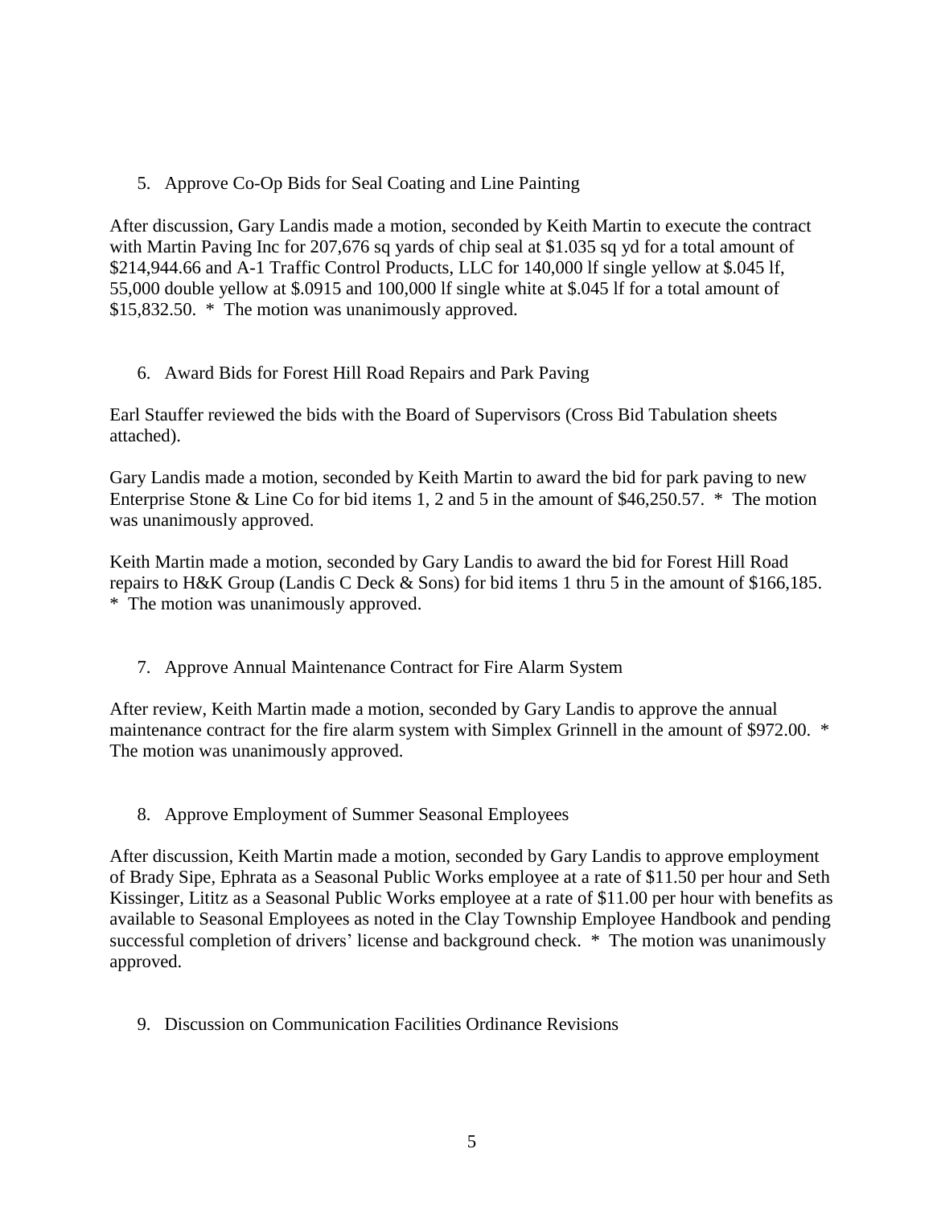5. Approve Co-Op Bids for Seal Coating and Line Painting

After discussion, Gary Landis made a motion, seconded by Keith Martin to execute the contract with Martin Paving Inc for 207,676 sq yards of chip seal at $1.035 sq yd for a total amount of $214,944.66 and A-1 Traffic Control Products, LLC for 140,000 lf single yellow at $.045 lf, 55,000 double yellow at $.0915 and 100,000 lf single white at $.045 lf for a total amount of $15,832.50. * The motion was unanimously approved.

6. Award Bids for Forest Hill Road Repairs and Park Paving

Earl Stauffer reviewed the bids with the Board of Supervisors (Cross Bid Tabulation sheets attached).

Gary Landis made a motion, seconded by Keith Martin to award the bid for park paving to new Enterprise Stone & Line Co for bid items 1, 2 and 5 in the amount of $46,250.57. * The motion was unanimously approved.

Keith Martin made a motion, seconded by Gary Landis to award the bid for Forest Hill Road repairs to H&K Group (Landis C Deck & Sons) for bid items 1 thru 5 in the amount of $166,185. * The motion was unanimously approved.

7. Approve Annual Maintenance Contract for Fire Alarm System

After review, Keith Martin made a motion, seconded by Gary Landis to approve the annual maintenance contract for the fire alarm system with Simplex Grinnell in the amount of $972.00. * The motion was unanimously approved.

8. Approve Employment of Summer Seasonal Employees

After discussion, Keith Martin made a motion, seconded by Gary Landis to approve employment of Brady Sipe, Ephrata as a Seasonal Public Works employee at a rate of $11.50 per hour and Seth Kissinger, Lititz as a Seasonal Public Works employee at a rate of $11.00 per hour with benefits as available to Seasonal Employees as noted in the Clay Township Employee Handbook and pending successful completion of drivers' license and background check. * The motion was unanimously approved.

9. Discussion on Communication Facilities Ordinance Revisions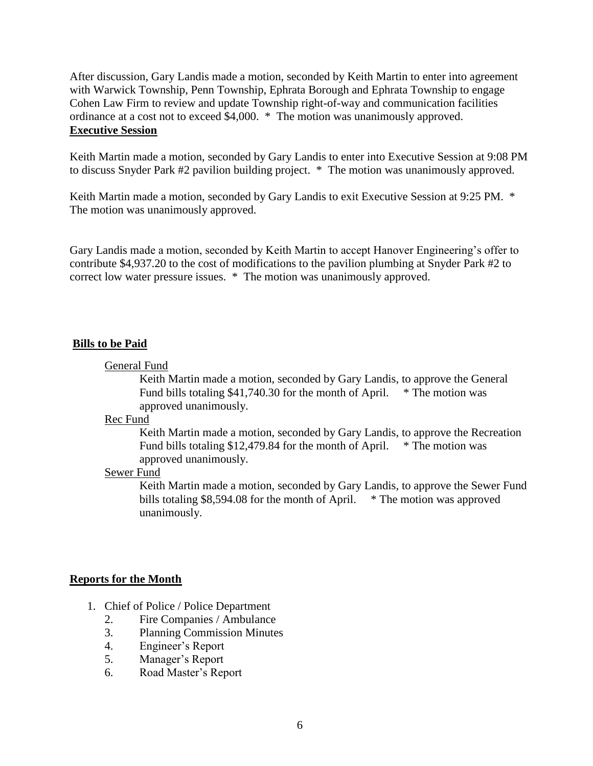After discussion, Gary Landis made a motion, seconded by Keith Martin to enter into agreement with Warwick Township, Penn Township, Ephrata Borough and Ephrata Township to engage Cohen Law Firm to review and update Township right-of-way and communication facilities ordinance at a cost not to exceed $4,000. * The motion was unanimously approved.

**Executive Session**

Keith Martin made a motion, seconded by Gary Landis to enter into Executive Session at 9:08 PM to discuss Snyder Park #2 pavilion building project. * The motion was unanimously approved.

Keith Martin made a motion, seconded by Gary Landis to exit Executive Session at 9:25 PM. * The motion was unanimously approved.

Gary Landis made a motion, seconded by Keith Martin to accept Hanover Engineering's offer to contribute $4,937.20 to the cost of modifications to the pavilion plumbing at Snyder Park #2 to correct low water pressure issues. * The motion was unanimously approved.

**Bills to be Paid**

General Fund

Keith Martin made a motion, seconded by Gary Landis, to approve the General Fund bills totaling $41,740.30 for the month of April. * The motion was approved unanimously.

Rec Fund

Keith Martin made a motion, seconded by Gary Landis, to approve the Recreation Fund bills totaling $12,479.84 for the month of April. * The motion was approved unanimously.

Sewer Fund

Keith Martin made a motion, seconded by Gary Landis, to approve the Sewer Fund bills totaling $8,594.08 for the month of April. * The motion was approved unanimously.

**Reports for the Month**

1. Chief of Police / Police Department
2. Fire Companies / Ambulance
3. Planning Commission Minutes
4. Engineer's Report
5. Manager's Report
6. Road Master's Report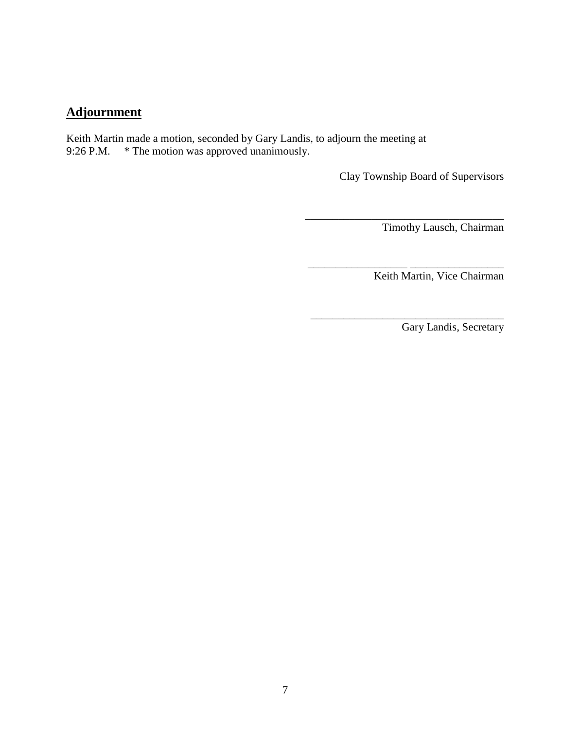## Adjournment

Keith Martin made a motion, seconded by Gary Landis, to adjourn the meeting at 9:26 P.M. * The motion was approved unanimously.

Clay Township Board of Supervisors

\_\_\_\_\_\_\_\_\_\_\_\_\_\_\_\_\_\_\_\_\_\_\_\_\_\_\_\_\_\_\_\_\_\_\_\_
Timothy Lausch, Chairman

\_\_\_\_\_\_\_\_\_\_\_\_\_\_\_\_\_\_\_\_\_\_\_\_\_\_\_\_\_\_\_\_\_\_\_\_
Keith Martin, Vice Chairman

\_\_\_\_\_\_\_\_\_\_\_\_\_\_\_\_\_\_\_\_\_\_\_\_\_\_\_\_\_\_\_\_\_\_\_\_
Gary Landis, Secretary